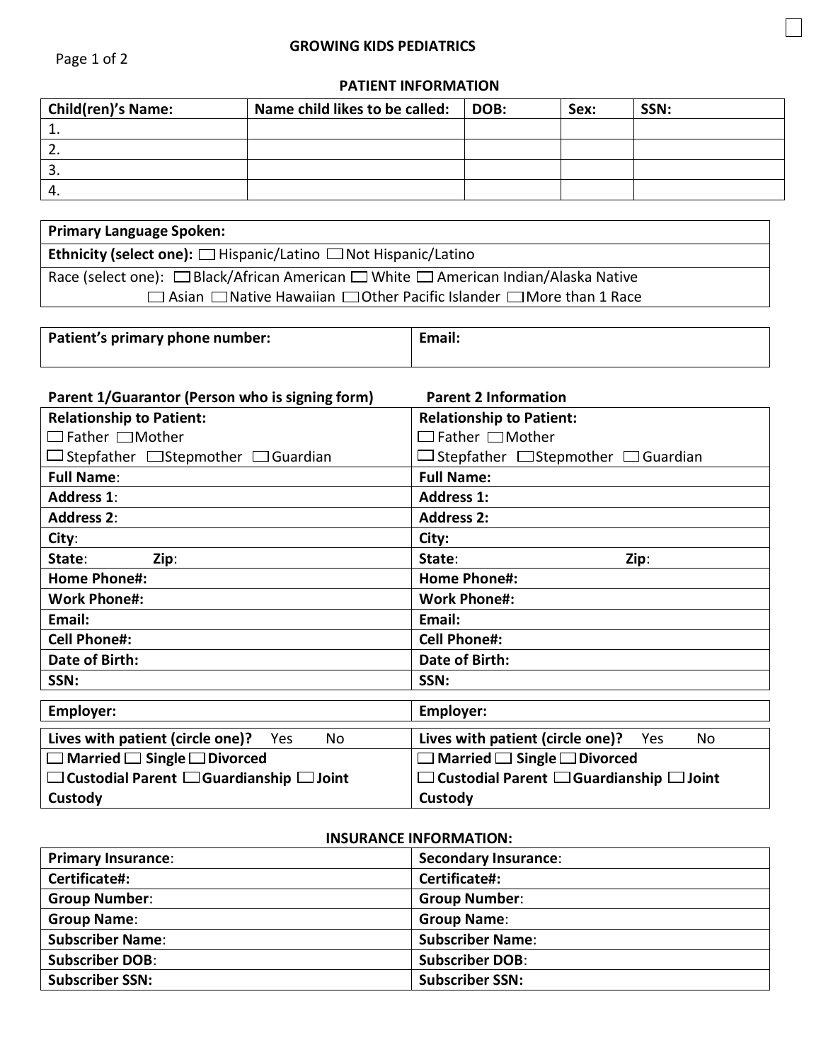# GROWING KIDS PEDIATRICS

## PATIENT INFORMATION

| Child(ren)'s Name: | Name child likes to be called: | DOB: | Sex: | SSN: |
|---|---|---|---|---|
| 1. | | | | |
| 2. | | | | |
| 3. | | | | |
| 4. | | | | |

| **Primary Language Spoken:** |
|---|
| **Ethnicity (select one):** ☐ Hispanic/Latino ☐ Not Hispanic/Latino |
| Race (select one): ☐ Black/African American ☐ White ☐ American Indian/Alaska Native ☐ Asian ☐ Native Hawaiian ☐ Other Pacific Islander ☐ More than 1 Race |

| **Patient's primary phone number:** | **Email:** |
|---|---|

| **Parent 1/Guarantor (Person who is signing form)** | **Parent 2 Information** |
|---|---|
| **Relationship to Patient:** ☐ Father ☐ Mother ☐ Stepfather ☐ Stepmother ☐ Guardian | **Relationship to Patient:** ☐ Father ☐ Mother ☐ Stepfather ☐ Stepmother ☐ Guardian |
| **Full Name**: | **Full Name:** |
| **Address 1**: | **Address 1:** |
| **Address 2**: | **Address 2:** |
| **City**: | **City:** |
| **State**: **Zip**: | **State**: **Zip**: |
| **Home Phone#:** | **Home Phone#:** |
| **Work Phone#:** | **Work Phone#:** |
| **Email:** | **Email:** |
| **Cell Phone#:** | **Cell Phone#:** |
| **Date of Birth:** | **Date of Birth:** |
| **SSN:** | **SSN:** |
| **Employer:** | **Employer:** |
| **Lives with patient (circle one)?** Yes No | **Lives with patient (circle one)?** Yes No |
| ☐ **Married** ☐ **Single** ☐ **Divorced** ☐ **Custodial Parent** ☐ **Guardianship** ☐ **Joint Custody** | ☐ **Married** ☐ **Single** ☐ **Divorced** ☐ **Custodial Parent** ☐ **Guardianship** ☐ **Joint Custody** |

## INSURANCE INFORMATION:

| **Primary Insurance**: | **Secondary Insurance**: |
|---|---|
| **Certificate#:** | **Certificate#:** |
| **Group Number**: | **Group Number**: |
| **Group Name**: | **Group Name**: |
| **Subscriber Name**: | **Subscriber Name**: |
| **Subscriber DOB**: | **Subscriber DOB**: |
| **Subscriber SSN:** | **Subscriber SSN:** |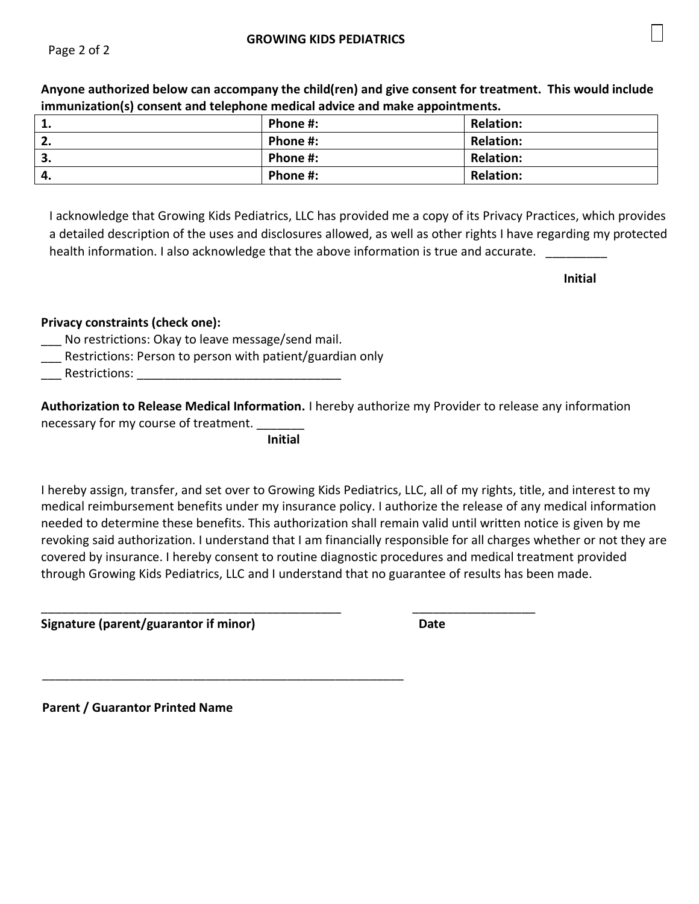**GROWING KIDS PEDIATRICS**

**Anyone authorized below can accompany the child(ren) and give consent for treatment. This would include immunization(s) consent and telephone medical advice and make appointments.**

| | | |
|---|---|---|
| **1.** | **Phone #:** | **Relation:** |
| **2.** | **Phone #:** | **Relation:** |
| **3.** | **Phone #:** | **Relation:** |
| **4.** | **Phone #:** | **Relation:** |

I acknowledge that Growing Kids Pediatrics, LLC has provided me a copy of its Privacy Practices, which provides a detailed description of the uses and disclosures allowed, as well as other rights I have regarding my protected health information. I also acknowledge that the above information is true and accurate. _________

**Initial**

**Privacy constraints (check one):**

___ No restrictions: Okay to leave message/send mail.

___ Restrictions: Person to person with patient/guardian only

___ Restrictions: ______________________________

**Authorization to Release Medical Information.** I hereby authorize my Provider to release any information necessary for my course of treatment. _______

**Initial**

I hereby assign, transfer, and set over to Growing Kids Pediatrics, LLC, all of my rights, title, and interest to my medical reimbursement benefits under my insurance policy. I authorize the release of any medical information needed to determine these benefits. This authorization shall remain valid until written notice is given by me revoking said authorization. I understand that I am financially responsible for all charges whether or not they are covered by insurance. I hereby consent to routine diagnostic procedures and medical treatment provided through Growing Kids Pediatrics, LLC and I understand that no guarantee of results has been made.

_____________________________________________ __________________

**Signature (parent/guarantor if minor)** **Date**

______________________________________________________

**Parent / Guarantor Printed Name**